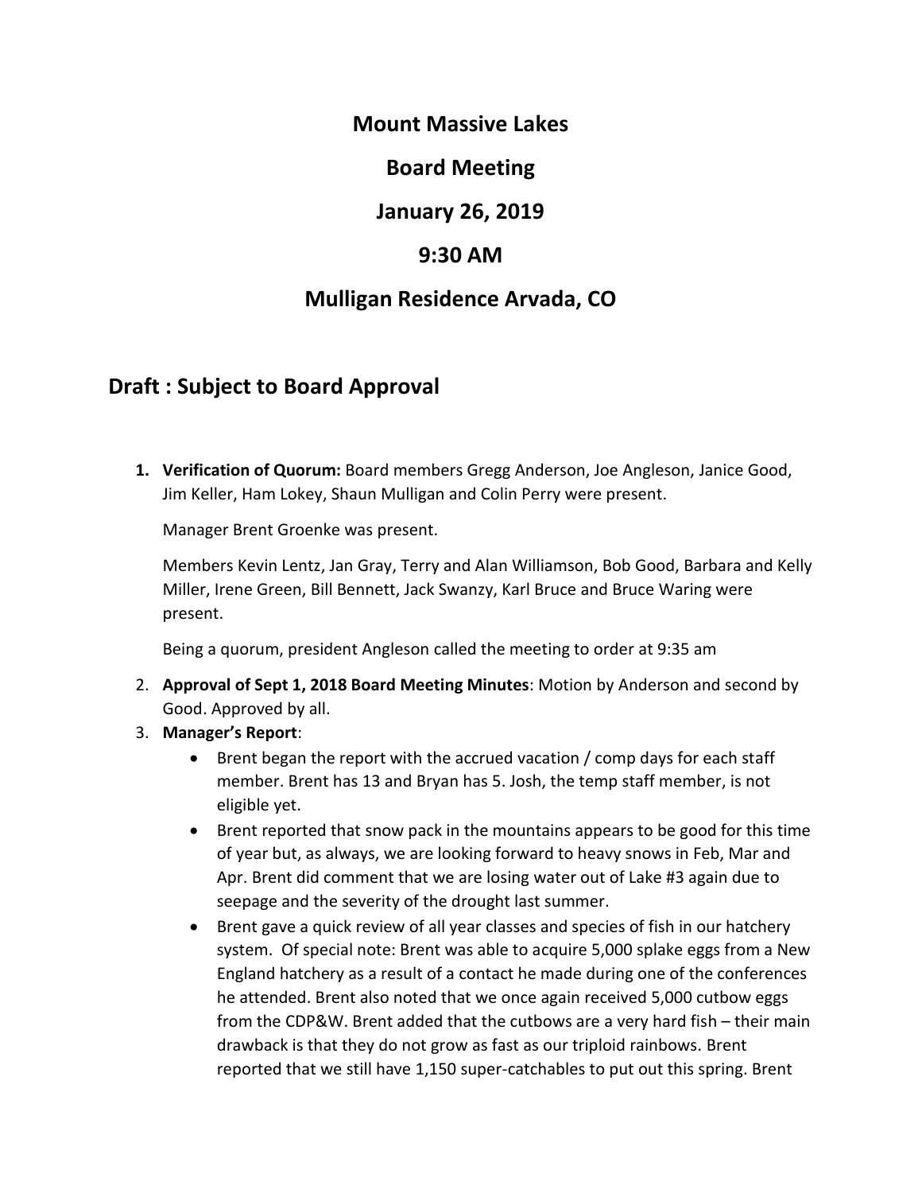# Mount Massive Lakes

# Board Meeting

# January 26, 2019

# 9:30 AM

# Mulligan Residence Arvada, CO

## Draft : Subject to Board Approval

1. **Verification of Quorum:** Board members Gregg Anderson, Joe Angleson, Janice Good, Jim Keller, Ham Lokey, Shaun Mulligan and Colin Perry were present.

   Manager Brent Groenke was present.

   Members Kevin Lentz, Jan Gray, Terry and Alan Williamson, Bob Good, Barbara and Kelly Miller, Irene Green, Bill Bennett, Jack Swanzy, Karl Bruce and Bruce Waring were present.

   Being a quorum, president Angleson called the meeting to order at 9:35 am

2. **Approval of Sept 1, 2018 Board Meeting Minutes**: Motion by Anderson and second by Good. Approved by all.
3. **Manager's Report**:
   - Brent began the report with the accrued vacation / comp days for each staff member. Brent has 13 and Bryan has 5. Josh, the temp staff member, is not eligible yet.
   - Brent reported that snow pack in the mountains appears to be good for this time of year but, as always, we are looking forward to heavy snows in Feb, Mar and Apr. Brent did comment that we are losing water out of Lake #3 again due to seepage and the severity of the drought last summer.
   - Brent gave a quick review of all year classes and species of fish in our hatchery system. Of special note: Brent was able to acquire 5,000 splake eggs from a New England hatchery as a result of a contact he made during one of the conferences he attended. Brent also noted that we once again received 5,000 cutbow eggs from the CDP&W. Brent added that the cutbows are a very hard fish – their main drawback is that they do not grow as fast as our triploid rainbows. Brent reported that we still have 1,150 super-catchables to put out this spring. Brent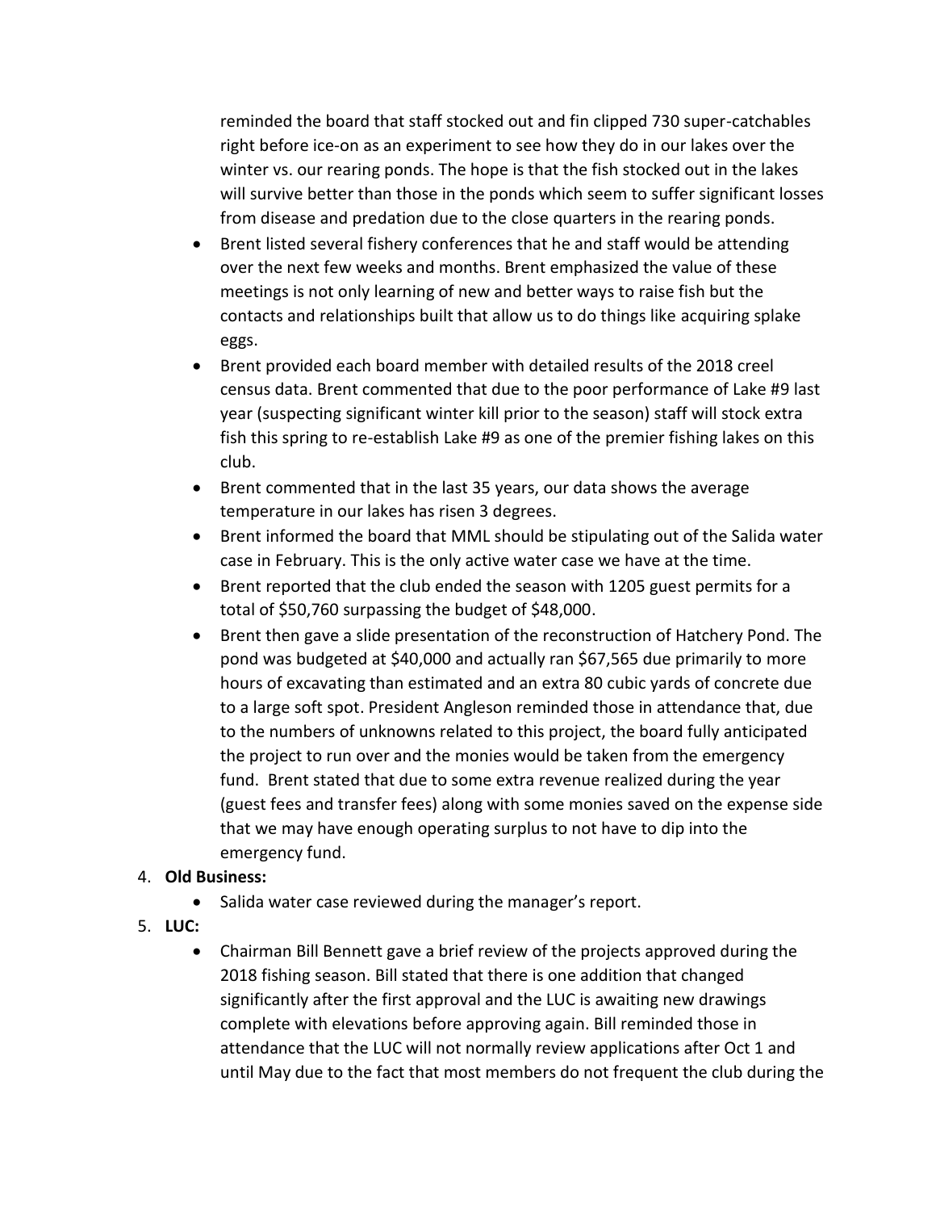reminded the board that staff stocked out and fin clipped 730 super-catchables right before ice-on as an experiment to see how they do in our lakes over the winter vs. our rearing ponds. The hope is that the fish stocked out in the lakes will survive better than those in the ponds which seem to suffer significant losses from disease and predation due to the close quarters in the rearing ponds.

- Brent listed several fishery conferences that he and staff would be attending over the next few weeks and months. Brent emphasized the value of these meetings is not only learning of new and better ways to raise fish but the contacts and relationships built that allow us to do things like acquiring splake eggs.
- Brent provided each board member with detailed results of the 2018 creel census data. Brent commented that due to the poor performance of Lake #9 last year (suspecting significant winter kill prior to the season) staff will stock extra fish this spring to re-establish Lake #9 as one of the premier fishing lakes on this club.
- Brent commented that in the last 35 years, our data shows the average temperature in our lakes has risen 3 degrees.
- Brent informed the board that MML should be stipulating out of the Salida water case in February. This is the only active water case we have at the time.
- Brent reported that the club ended the season with 1205 guest permits for a total of $50,760 surpassing the budget of $48,000.
- Brent then gave a slide presentation of the reconstruction of Hatchery Pond. The pond was budgeted at $40,000 and actually ran $67,565 due primarily to more hours of excavating than estimated and an extra 80 cubic yards of concrete due to a large soft spot. President Angleson reminded those in attendance that, due to the numbers of unknowns related to this project, the board fully anticipated the project to run over and the monies would be taken from the emergency fund. Brent stated that due to some extra revenue realized during the year (guest fees and transfer fees) along with some monies saved on the expense side that we may have enough operating surplus to not have to dip into the emergency fund.

4. **Old Business:**
   - Salida water case reviewed during the manager's report.
5. **LUC:**
   - Chairman Bill Bennett gave a brief review of the projects approved during the 2018 fishing season. Bill stated that there is one addition that changed significantly after the first approval and the LUC is awaiting new drawings complete with elevations before approving again. Bill reminded those in attendance that the LUC will not normally review applications after Oct 1 and until May due to the fact that most members do not frequent the club during the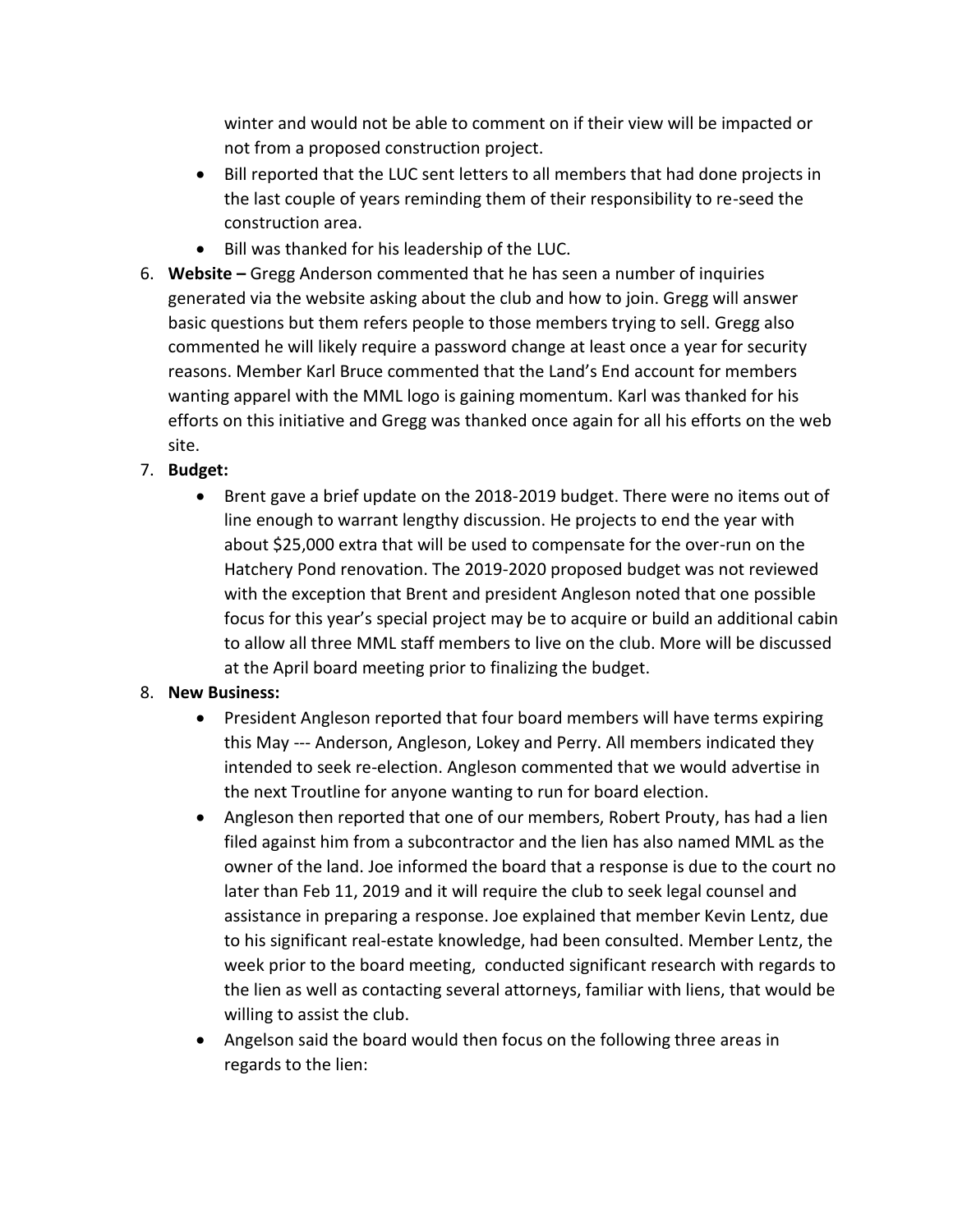winter and would not be able to comment on if their view will be impacted or not from a proposed construction project.

- Bill reported that the LUC sent letters to all members that had done projects in the last couple of years reminding them of their responsibility to re-seed the construction area.
- Bill was thanked for his leadership of the LUC.

6. **Website –** Gregg Anderson commented that he has seen a number of inquiries generated via the website asking about the club and how to join. Gregg will answer basic questions but them refers people to those members trying to sell. Gregg also commented he will likely require a password change at least once a year for security reasons. Member Karl Bruce commented that the Land's End account for members wanting apparel with the MML logo is gaining momentum. Karl was thanked for his efforts on this initiative and Gregg was thanked once again for all his efforts on the web site.

7. **Budget:**
   - Brent gave a brief update on the 2018-2019 budget. There were no items out of line enough to warrant lengthy discussion. He projects to end the year with about $25,000 extra that will be used to compensate for the over-run on the Hatchery Pond renovation. The 2019-2020 proposed budget was not reviewed with the exception that Brent and president Angleson noted that one possible focus for this year's special project may be to acquire or build an additional cabin to allow all three MML staff members to live on the club. More will be discussed at the April board meeting prior to finalizing the budget.

8. **New Business:**
   - President Angleson reported that four board members will have terms expiring this May --- Anderson, Angleson, Lokey and Perry. All members indicated they intended to seek re-election. Angleson commented that we would advertise in the next Troutline for anyone wanting to run for board election.
   - Angleson then reported that one of our members, Robert Prouty, has had a lien filed against him from a subcontractor and the lien has also named MML as the owner of the land. Joe informed the board that a response is due to the court no later than Feb 11, 2019 and it will require the club to seek legal counsel and assistance in preparing a response. Joe explained that member Kevin Lentz, due to his significant real-estate knowledge, had been consulted. Member Lentz, the week prior to the board meeting, conducted significant research with regards to the lien as well as contacting several attorneys, familiar with liens, that would be willing to assist the club.
   - Angelson said the board would then focus on the following three areas in regards to the lien: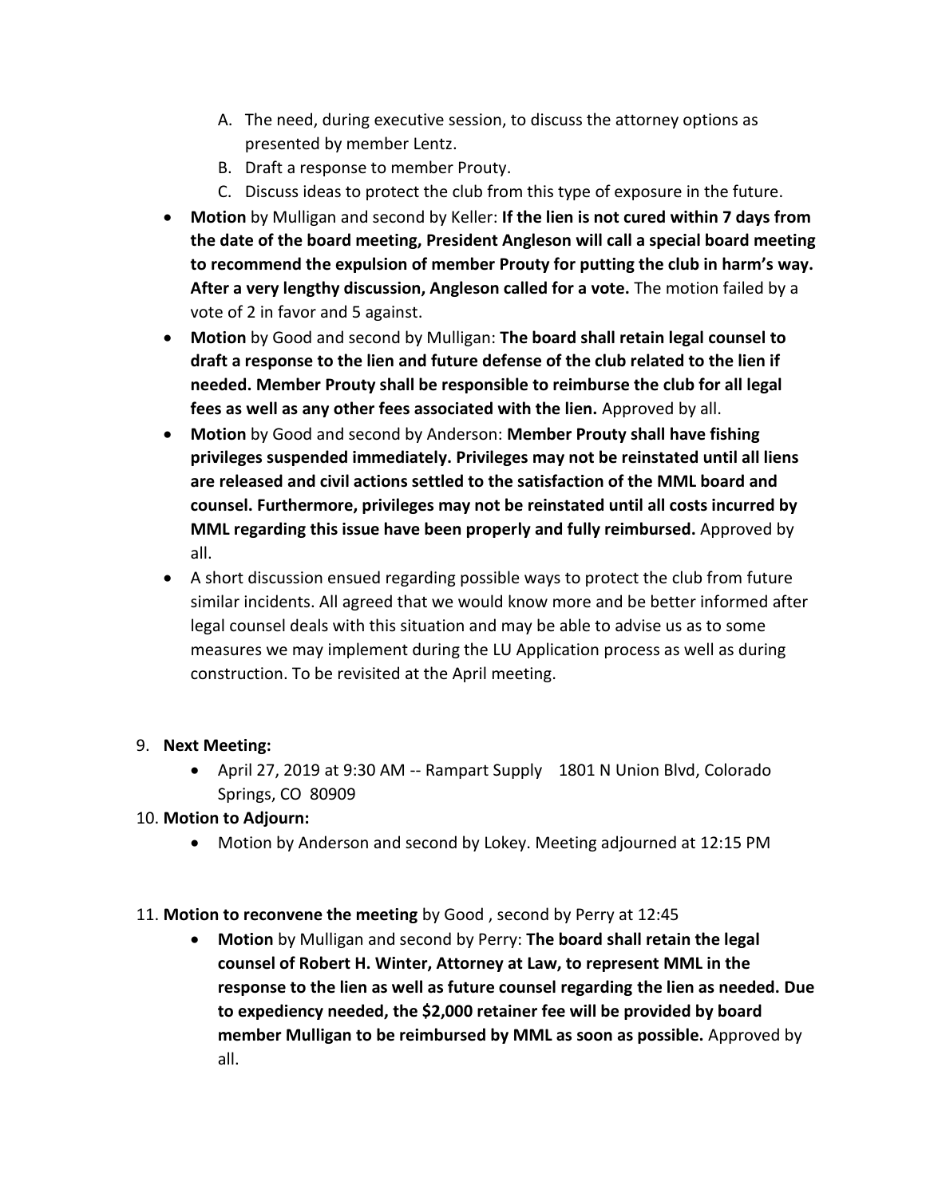A. The need, during executive session, to discuss the attorney options as presented by member Lentz.
   B. Draft a response to member Prouty.
   C. Discuss ideas to protect the club from this type of exposure in the future.

- **Motion** by Mulligan and second by Keller: **If the lien is not cured within 7 days from the date of the board meeting, President Angleson will call a special board meeting to recommend the expulsion of member Prouty for putting the club in harm's way. After a very lengthy discussion, Angleson called for a vote.** The motion failed by a vote of 2 in favor and 5 against.
- **Motion** by Good and second by Mulligan: **The board shall retain legal counsel to draft a response to the lien and future defense of the club related to the lien if needed. Member Prouty shall be responsible to reimburse the club for all legal fees as well as any other fees associated with the lien.** Approved by all.
- **Motion** by Good and second by Anderson: **Member Prouty shall have fishing privileges suspended immediately. Privileges may not be reinstated until all liens are released and civil actions settled to the satisfaction of the MML board and counsel. Furthermore, privileges may not be reinstated until all costs incurred by MML regarding this issue have been properly and fully reimbursed.** Approved by all.
- A short discussion ensued regarding possible ways to protect the club from future similar incidents. All agreed that we would know more and be better informed after legal counsel deals with this situation and may be able to advise us as to some measures we may implement during the LU Application process as well as during construction. To be revisited at the April meeting.

9. **Next Meeting:**
   - April 27, 2019 at 9:30 AM -- Rampart Supply 1801 N Union Blvd, Colorado Springs, CO 80909

10. **Motion to Adjourn:**
    - Motion by Anderson and second by Lokey. Meeting adjourned at 12:15 PM

11. **Motion to reconvene the meeting** by Good , second by Perry at 12:45
    - **Motion** by Mulligan and second by Perry: **The board shall retain the legal counsel of Robert H. Winter, Attorney at Law, to represent MML in the response to the lien as well as future counsel regarding the lien as needed. Due to expediency needed, the $2,000 retainer fee will be provided by board member Mulligan to be reimbursed by MML as soon as possible.** Approved by all.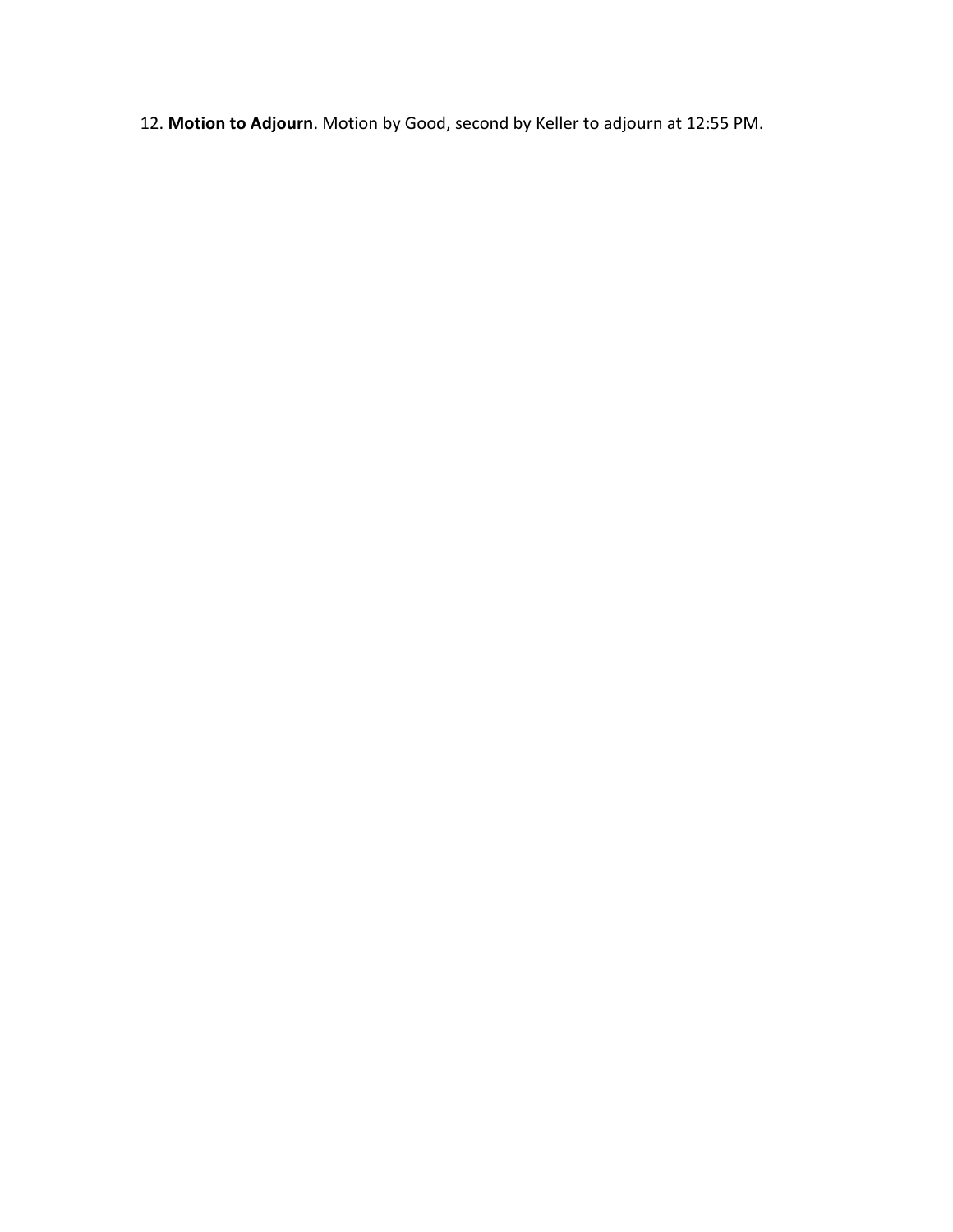12. **Motion to Adjourn**. Motion by Good, second by Keller to adjourn at 12:55 PM.